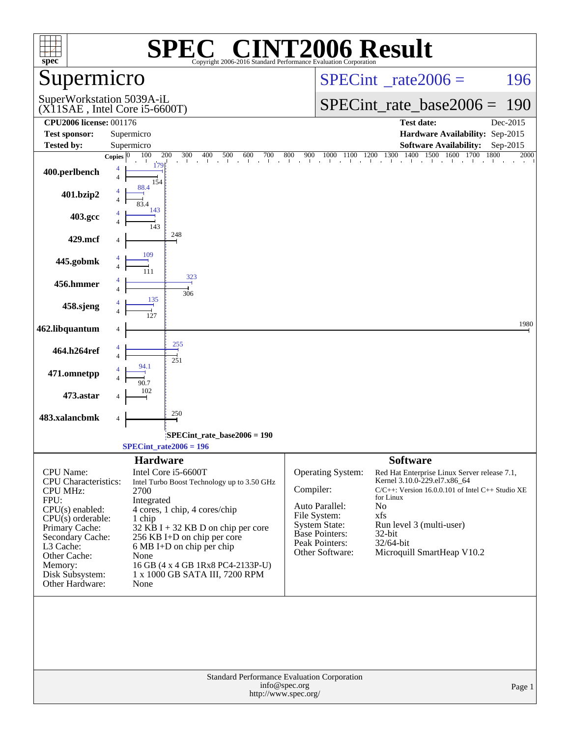# SPEC® CINT2006 Result

Copyright 2006-2016 Standard Performance Evaluation Corporation

## Supermicro

SuperWorkstation 5039A-iL
(X11SAE , Intel Core i5-6600T)

SPECint_rate2006 = 196

SPECint_rate_base2006 = 190

**CPU2006 license:** 001176 | **Test date:** Dec-2015
**Test sponsor:** Supermicro | **Hardware Availability:** Sep-2015
**Tested by:** Supermicro | **Software Availability:** Sep-2015

| Benchmark | Copies | Peak | Base |
|---|---|---|---|
| 400.perlbench | 4 | 179 | 154 |
| 401.bzip2 | 4 | 88.4 | 83.4 |
| 403.gcc | 4 | 143 | 143 |
| 429.mcf | 4 | | 248 |
| 445.gobmk | 4 | 109 | 111 |
| 456.hmmer | 4 | 323 | 306 |
| 458.sjeng | 4 | 135 | 127 |
| 462.libquantum | 4 | | 1980 |
| 464.h264ref | 4 | 255 | 251 |
| 471.omnetpp | 4 | 94.1 | 90.7 |
| 473.astar | 4 | | 102 |
| 483.xalancbmk | 4 | | 250 |

SPECint_rate_base2006 = 190

SPECint_rate2006 = 196

## Hardware

| | |
|---|---|
| CPU Name: | Intel Core i5-6600T |
| CPU Characteristics: | Intel Turbo Boost Technology up to 3.50 GHz |
| CPU MHz: | 2700 |
| FPU: | Integrated |
| CPU(s) enabled: | 4 cores, 1 chip, 4 cores/chip |
| CPU(s) orderable: | 1 chip |
| Primary Cache: | 32 KB I + 32 KB D on chip per core |
| Secondary Cache: | 256 KB I+D on chip per core |
| L3 Cache: | 6 MB I+D on chip per chip |
| Other Cache: | None |
| Memory: | 16 GB (4 x 4 GB 1Rx8 PC4-2133P-U) |
| Disk Subsystem: | 1 x 1000 GB SATA III, 7200 RPM |
| Other Hardware: | None |

## Software

| | |
|---|---|
| Operating System: | Red Hat Enterprise Linux Server release 7.1, Kernel 3.10.0-229.el7.x86_64 |
| Compiler: | C/C++: Version 16.0.0.101 of Intel C++ Studio XE for Linux |
| Auto Parallel: | No |
| File System: | xfs |
| System State: | Run level 3 (multi-user) |
| Base Pointers: | 32-bit |
| Peak Pointers: | 32/64-bit |
| Other Software: | Microquill SmartHeap V10.2 |

Standard Performance Evaluation Corporation
info@spec.org
http://www.spec.org/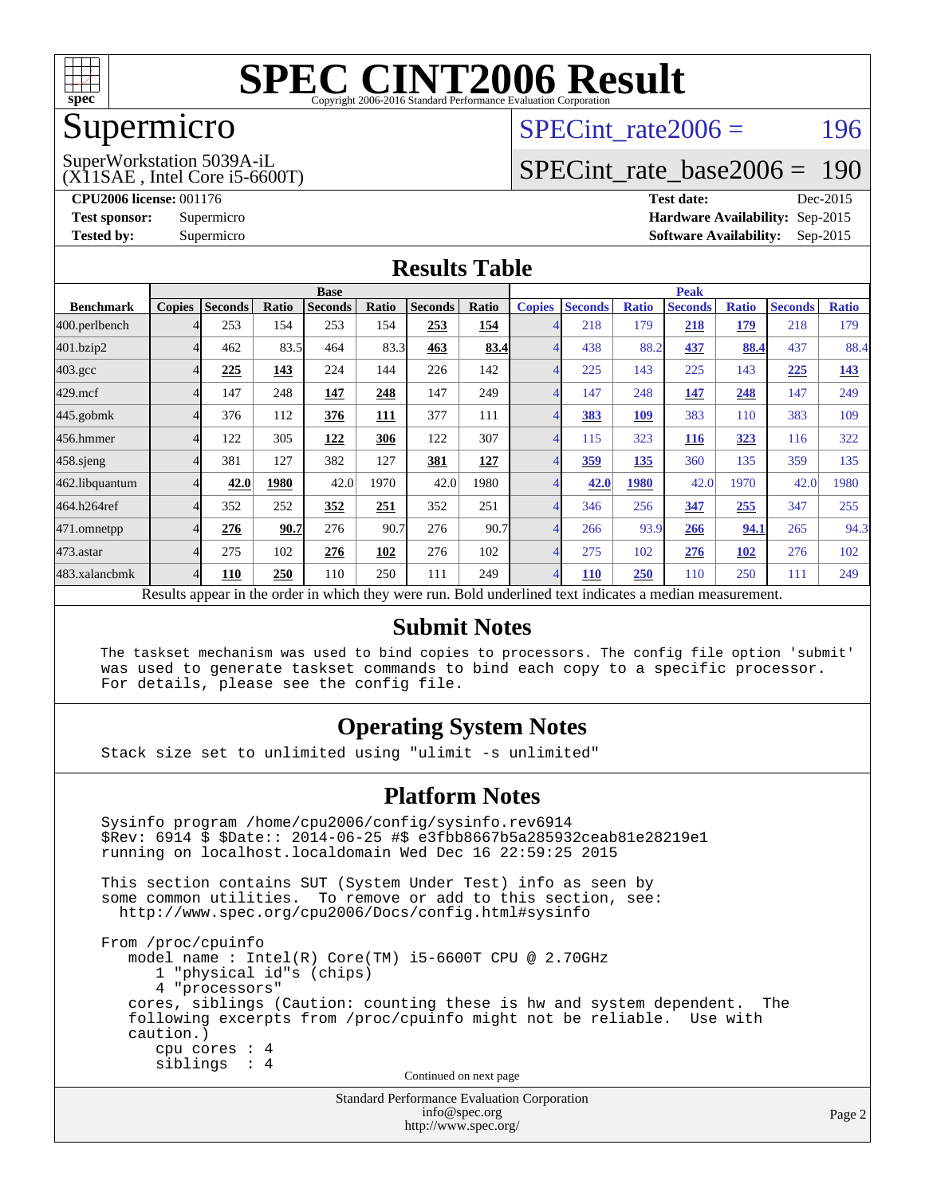# SPEC CINT2006 Result

Copyright 2006-2016 Standard Performance Evaluation Corporation

## Supermicro

SuperWorkstation 5039A-iL
(X11SAE , Intel Core i5-6600T)

SPECint_rate2006 = 196

SPECint_rate_base2006 = 190

**CPU2006 license:** 001176
**Test sponsor:** Supermicro
**Tested by:** Supermicro

**Test date:** Dec-2015
**Hardware Availability:** Sep-2015
**Software Availability:** Sep-2015

## Results Table

| Benchmark | Base | | | | | | | Peak | | | | | | |
|---|---|---|---|---|---|---|---|---|---|---|---|---|---|---|
| | Copies | Seconds | Ratio | Seconds | Ratio | Seconds | Ratio | Copies | Seconds | Ratio | Seconds | Ratio | Seconds | Ratio |
| 400.perlbench | 4 | 253 | 154 | 253 | 154 | **253** | **154** | 4 | 218 | 179 | **218** | **179** | 218 | 179 |
| 401.bzip2 | 4 | 462 | 83.5 | 464 | 83.3 | **463** | **83.4** | 4 | 438 | 88.2 | **437** | **88.4** | 437 | 88.4 |
| 403.gcc | 4 | **225** | **143** | 224 | 144 | 226 | 142 | 4 | 225 | 143 | 225 | 143 | **225** | **143** |
| 429.mcf | 4 | 147 | 248 | **147** | **248** | 147 | 249 | 4 | 147 | 248 | **147** | **248** | 147 | 249 |
| 445.gobmk | 4 | 376 | 112 | **376** | **111** | 377 | 111 | 4 | **383** | **109** | 383 | 110 | 383 | 109 |
| 456.hmmer | 4 | 122 | 305 | **122** | **306** | 122 | 307 | 4 | 115 | 323 | **116** | **323** | 116 | 322 |
| 458.sjeng | 4 | 381 | 127 | 382 | 127 | **381** | **127** | 4 | **359** | **135** | 360 | 135 | 359 | 135 |
| 462.libquantum | 4 | **42.0** | **1980** | 42.0 | 1970 | 42.0 | 1980 | 4 | **42.0** | **1980** | 42.0 | 1970 | 42.0 | 1980 |
| 464.h264ref | 4 | 352 | 252 | **352** | **251** | 352 | 251 | 4 | 346 | 256 | **347** | **255** | 347 | 255 |
| 471.omnetpp | 4 | **276** | **90.7** | 276 | 90.7 | 276 | 90.7 | 4 | 266 | 93.9 | **266** | **94.1** | 265 | 94.3 |
| 473.astar | 4 | 275 | 102 | **276** | **102** | 276 | 102 | 4 | 275 | 102 | **276** | **102** | 276 | 102 |
| 483.xalancbmk | 4 | **110** | **250** | 110 | 250 | 111 | 249 | 4 | **110** | **250** | 110 | 250 | 111 | 249 |

Results appear in the order in which they were run. Bold underlined text indicates a median measurement.

## Submit Notes

```
The taskset mechanism was used to bind copies to processors. The config file option 'submit'
was used to generate taskset commands to bind each copy to a specific processor.
For details, please see the config file.
```

## Operating System Notes

```
Stack size set to unlimited using "ulimit -s unlimited"
```

## Platform Notes

```
Sysinfo program /home/cpu2006/config/sysinfo.rev6914
$Rev: 6914 $ $Date:: 2014-06-25 #$ e3fbb8667b5a285932ceab81e28219e1
running on localhost.localdomain Wed Dec 16 22:59:25 2015

This section contains SUT (System Under Test) info as seen by
some common utilities.  To remove or add to this section, see:
  http://www.spec.org/cpu2006/Docs/config.html#sysinfo

From /proc/cpuinfo
   model name : Intel(R) Core(TM) i5-6600T CPU @ 2.70GHz
      1 "physical id"s (chips)
      4 "processors"
   cores, siblings (Caution: counting these is hw and system dependent.  The
   following excerpts from /proc/cpuinfo might not be reliable.  Use with
   caution.)
      cpu cores : 4
      siblings  : 4
```

Continued on next page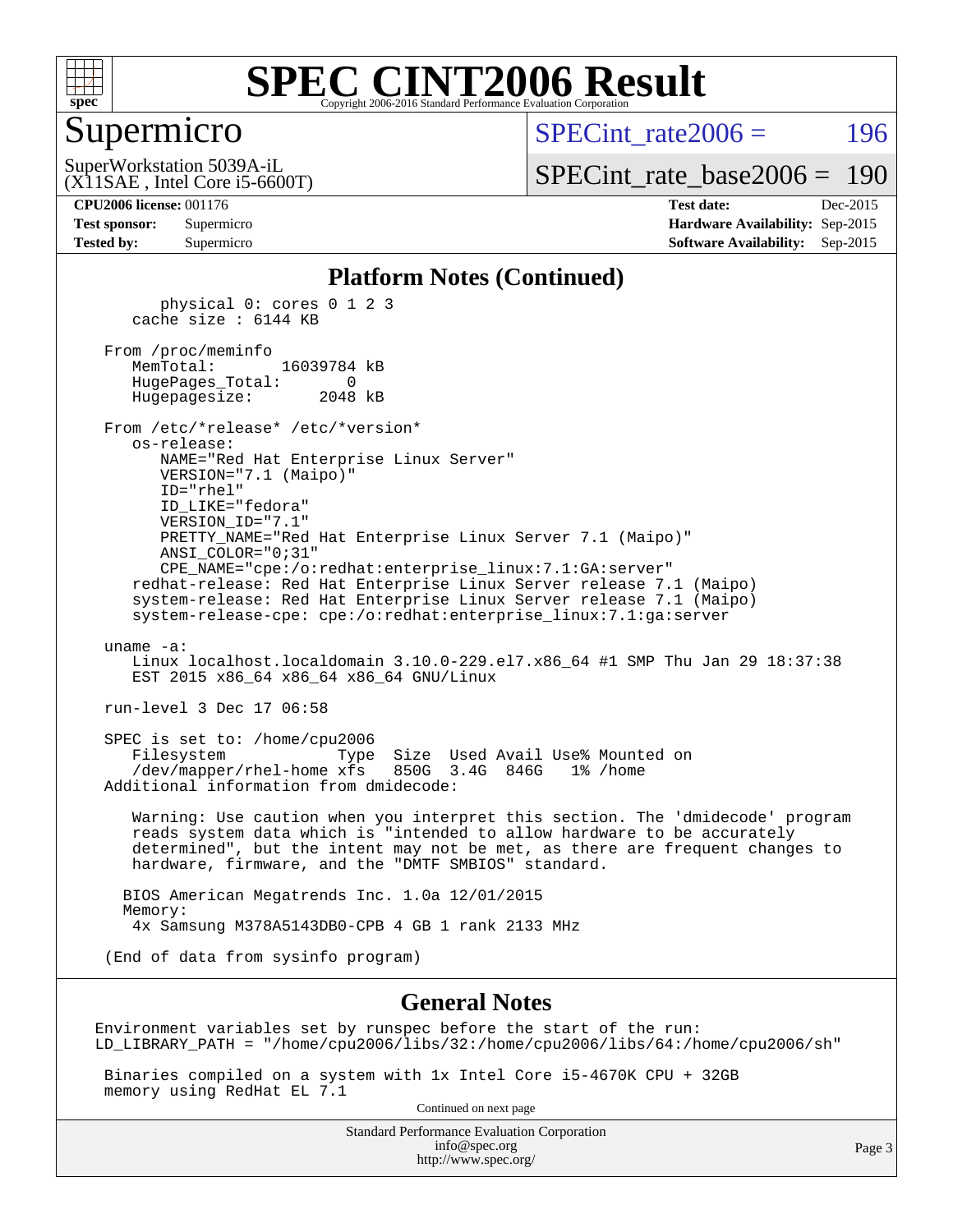# SPEC CINT2006 Result

## Supermicro

SuperWorkstation 5039A-iL
(X11SAE , Intel Core i5-6600T)

SPECint_rate2006 = 196

SPECint_rate_base2006 = 190

**CPU2006 license:** 001176
**Test sponsor:** Supermicro
**Tested by:** Supermicro

**Test date:** Dec-2015
**Hardware Availability:** Sep-2015
**Software Availability:** Sep-2015

### Platform Notes (Continued)

```
        physical 0: cores 0 1 2 3
     cache size : 6144 KB

  From /proc/meminfo
     MemTotal:       16039784 kB
     HugePages_Total:       0
     Hugepagesize:       2048 kB

  From /etc/*release* /etc/*version*
     os-release:
        NAME="Red Hat Enterprise Linux Server"
        VERSION="7.1 (Maipo)"
        ID="rhel"
        ID_LIKE="fedora"
        VERSION_ID="7.1"
        PRETTY_NAME="Red Hat Enterprise Linux Server 7.1 (Maipo)"
        ANSI_COLOR="0;31"
        CPE_NAME="cpe:/o:redhat:enterprise_linux:7.1:GA:server"
     redhat-release: Red Hat Enterprise Linux Server release 7.1 (Maipo)
     system-release: Red Hat Enterprise Linux Server release 7.1 (Maipo)
     system-release-cpe: cpe:/o:redhat:enterprise_linux:7.1:ga:server

  uname -a:
     Linux localhost.localdomain 3.10.0-229.el7.x86_64 #1 SMP Thu Jan 29 18:37:38
     EST 2015 x86_64 x86_64 x86_64 GNU/Linux

  run-level 3 Dec 17 06:58

  SPEC is set to: /home/cpu2006
     Filesystem            Type  Size  Used Avail Use% Mounted on
     /dev/mapper/rhel-home xfs   850G  3.4G  846G   1% /home
  Additional information from dmidecode:

     Warning: Use caution when you interpret this section. The 'dmidecode' program
     reads system data which is "intended to allow hardware to be accurately
     determined", but the intent may not be met, as there are frequent changes to
     hardware, firmware, and the "DMTF SMBIOS" standard.

    BIOS American Megatrends Inc. 1.0a 12/01/2015
    Memory:
     4x Samsung M378A5143DB0-CPB 4 GB 1 rank 2133 MHz

  (End of data from sysinfo program)
```

### General Notes

```
Environment variables set by runspec before the start of the run:
LD_LIBRARY_PATH = "/home/cpu2006/libs/32:/home/cpu2006/libs/64:/home/cpu2006/sh"

 Binaries compiled on a system with 1x Intel Core i5-4670K CPU + 32GB
 memory using RedHat EL 7.1
```

Continued on next page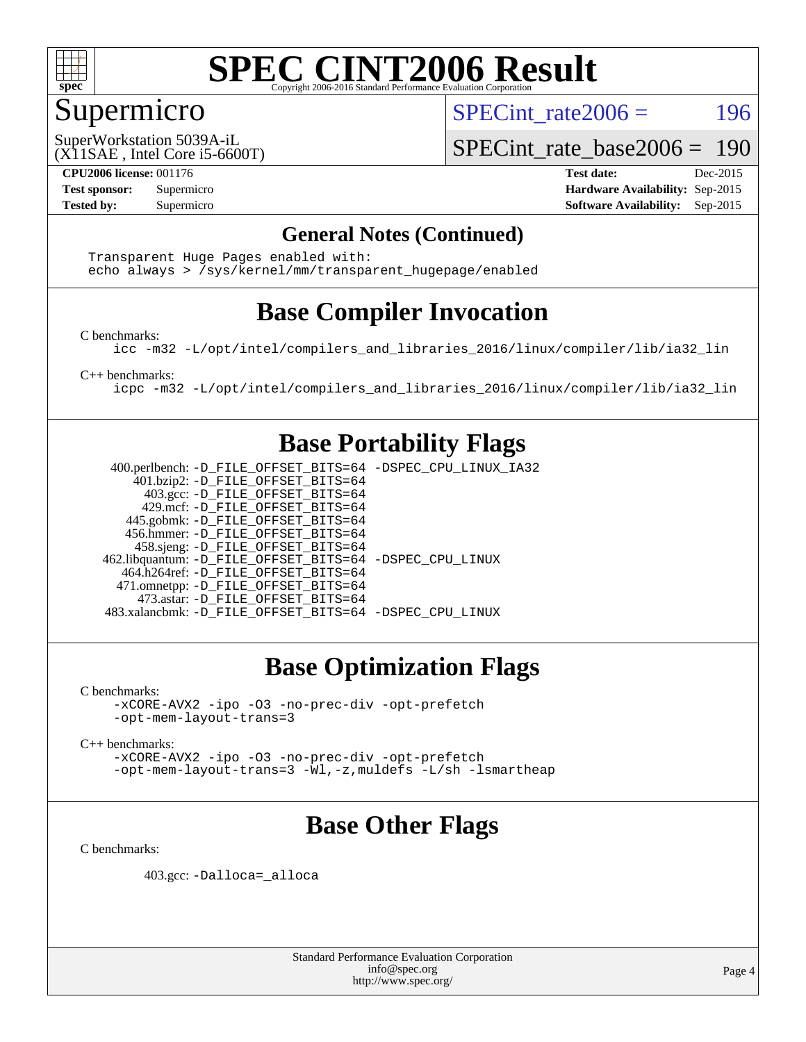# SPEC CINT2006 Result

Copyright 2006-2016 Standard Performance Evaluation Corporation

## Supermicro

SuperWorkstation 5039A-iL
(X11SAE , Intel Core i5-6600T)

SPECint_rate2006 = 196

SPECint_rate_base2006 = 190

**CPU2006 license:** 001176
**Test sponsor:** Supermicro
**Tested by:** Supermicro

**Test date:** Dec-2015
**Hardware Availability:** Sep-2015
**Software Availability:** Sep-2015

## General Notes (Continued)

```
Transparent Huge Pages enabled with:
echo always > /sys/kernel/mm/transparent_hugepage/enabled
```

## Base Compiler Invocation

C benchmarks:

```
icc -m32 -L/opt/intel/compilers_and_libraries_2016/linux/compiler/lib/ia32_lin
```

C++ benchmarks:

```
icpc -m32 -L/opt/intel/compilers_and_libraries_2016/linux/compiler/lib/ia32_lin
```

## Base Portability Flags

| Benchmark | Flags |
|---|---|
| 400.perlbench: | -D_FILE_OFFSET_BITS=64 -DSPEC_CPU_LINUX_IA32 |
| 401.bzip2: | -D_FILE_OFFSET_BITS=64 |
| 403.gcc: | -D_FILE_OFFSET_BITS=64 |
| 429.mcf: | -D_FILE_OFFSET_BITS=64 |
| 445.gobmk: | -D_FILE_OFFSET_BITS=64 |
| 456.hmmer: | -D_FILE_OFFSET_BITS=64 |
| 458.sjeng: | -D_FILE_OFFSET_BITS=64 |
| 462.libquantum: | -D_FILE_OFFSET_BITS=64 -DSPEC_CPU_LINUX |
| 464.h264ref: | -D_FILE_OFFSET_BITS=64 |
| 471.omnetpp: | -D_FILE_OFFSET_BITS=64 |
| 473.astar: | -D_FILE_OFFSET_BITS=64 |
| 483.xalancbmk: | -D_FILE_OFFSET_BITS=64 -DSPEC_CPU_LINUX |

## Base Optimization Flags

C benchmarks:

```
-xCORE-AVX2 -ipo -O3 -no-prec-div -opt-prefetch
-opt-mem-layout-trans=3
```

C++ benchmarks:

```
-xCORE-AVX2 -ipo -O3 -no-prec-div -opt-prefetch
-opt-mem-layout-trans=3 -Wl,-z,muldefs -L/sh -lsmartheap
```

## Base Other Flags

C benchmarks:

403.gcc: `-Dalloca=_alloca`

Standard Performance Evaluation Corporation
info@spec.org
http://www.spec.org/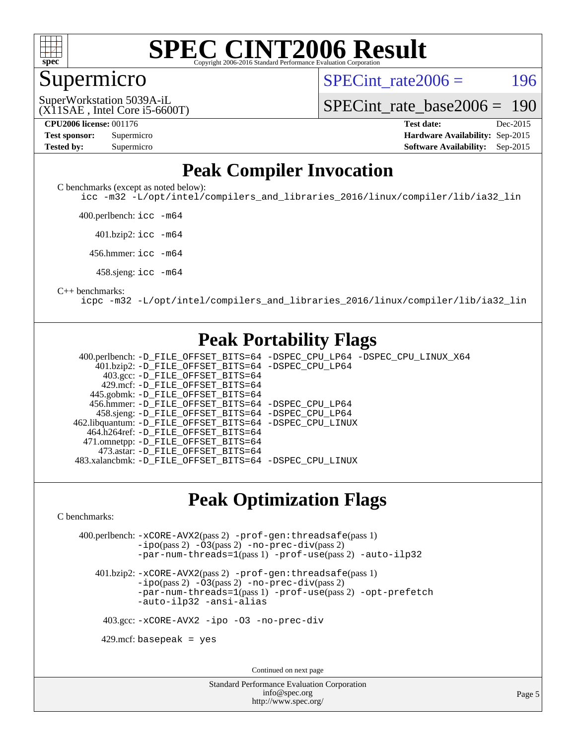# SPEC CINT2006 Result

## Supermicro

SuperWorkstation 5039A-iL
(X11SAE , Intel Core i5-6600T)

SPECint_rate2006 = 196

SPECint_rate_base2006 = 190

**CPU2006 license:** 001176
**Test sponsor:** Supermicro
**Tested by:** Supermicro

**Test date:** Dec-2015
**Hardware Availability:** Sep-2015
**Software Availability:** Sep-2015

## Peak Compiler Invocation

C benchmarks (except as noted below):
```
icc -m32 -L/opt/intel/compilers_and_libraries_2016/linux/compiler/lib/ia32_lin
```

400.perlbench: `icc -m64`

401.bzip2: `icc -m64`

456.hmmer: `icc -m64`

458.sjeng: `icc -m64`

C++ benchmarks:
```
icpc -m32 -L/opt/intel/compilers_and_libraries_2016/linux/compiler/lib/ia32_lin
```

## Peak Portability Flags

400.perlbench: -D_FILE_OFFSET_BITS=64 -DSPEC_CPU_LP64 -DSPEC_CPU_LINUX_X64
401.bzip2: -D_FILE_OFFSET_BITS=64 -DSPEC_CPU_LP64
403.gcc: -D_FILE_OFFSET_BITS=64
429.mcf: -D_FILE_OFFSET_BITS=64
445.gobmk: -D_FILE_OFFSET_BITS=64
456.hmmer: -D_FILE_OFFSET_BITS=64 -DSPEC_CPU_LP64
458.sjeng: -D_FILE_OFFSET_BITS=64 -DSPEC_CPU_LP64
462.libquantum: -D_FILE_OFFSET_BITS=64 -DSPEC_CPU_LINUX
464.h264ref: -D_FILE_OFFSET_BITS=64
471.omnetpp: -D_FILE_OFFSET_BITS=64
473.astar: -D_FILE_OFFSET_BITS=64
483.xalancbmk: -D_FILE_OFFSET_BITS=64 -DSPEC_CPU_LINUX

## Peak Optimization Flags

C benchmarks:

400.perlbench: -xCORE-AVX2(pass 2) -prof-gen:threadsafe(pass 1) -ipo(pass 2) -O3(pass 2) -no-prec-div(pass 2) -par-num-threads=1(pass 1) -prof-use(pass 2) -auto-ilp32

401.bzip2: -xCORE-AVX2(pass 2) -prof-gen:threadsafe(pass 1) -ipo(pass 2) -O3(pass 2) -no-prec-div(pass 2) -par-num-threads=1(pass 1) -prof-use(pass 2) -opt-prefetch -auto-ilp32 -ansi-alias

403.gcc: -xCORE-AVX2 -ipo -O3 -no-prec-div

429.mcf: basepeak = yes

Continued on next page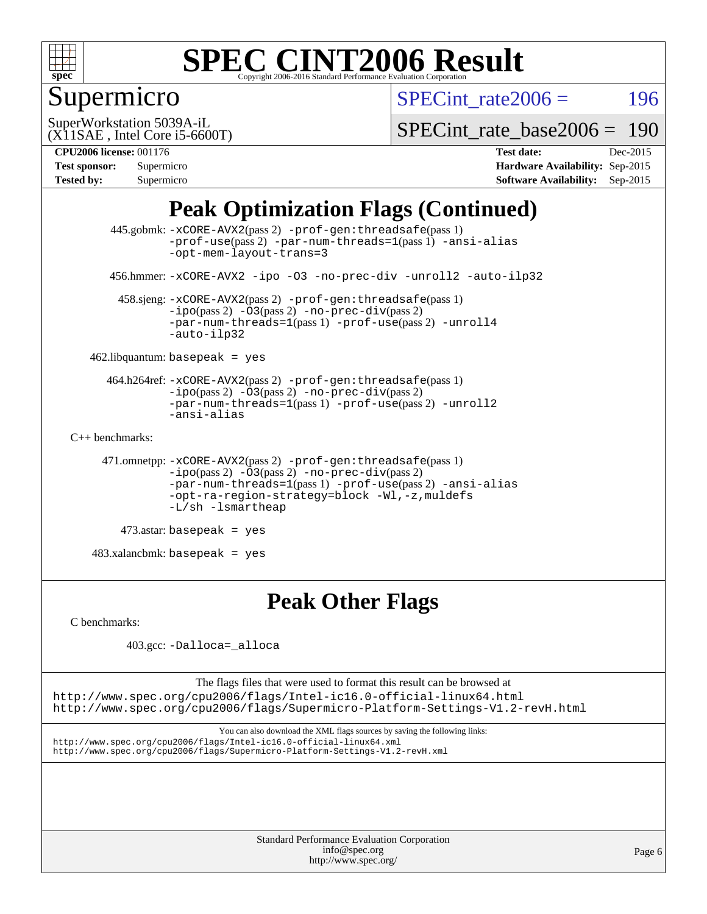# Peak Optimization Flags (Continued)

445.gobmk: -xCORE-AVX2(pass 2) -prof-gen:threadsafe(pass 1) -prof-use(pass 2) -par-num-threads=1(pass 1) -ansi-alias -opt-mem-layout-trans=3

456.hmmer: -xCORE-AVX2 -ipo -O3 -no-prec-div -unroll2 -auto-ilp32

458.sjeng: -xCORE-AVX2(pass 2) -prof-gen:threadsafe(pass 1) -ipo(pass 2) -O3(pass 2) -no-prec-div(pass 2) -par-num-threads=1(pass 1) -prof-use(pass 2) -unroll4 -auto-ilp32

462.libquantum: basepeak = yes

464.h264ref: -xCORE-AVX2(pass 2) -prof-gen:threadsafe(pass 1) -ipo(pass 2) -O3(pass 2) -no-prec-div(pass 2) -par-num-threads=1(pass 1) -prof-use(pass 2) -unroll2 -ansi-alias

C++ benchmarks:

471.omnetpp: -xCORE-AVX2(pass 2) -prof-gen:threadsafe(pass 1) -ipo(pass 2) -O3(pass 2) -no-prec-div(pass 2) -par-num-threads=1(pass 1) -prof-use(pass 2) -ansi-alias -opt-ra-region-strategy=block -Wl,-z,muldefs -L/sh -lsmartheap

473.astar: basepeak = yes

483.xalancbmk: basepeak = yes

# Peak Other Flags

C benchmarks:

403.gcc: -Dalloca=_alloca

The flags files that were used to format this result can be browsed at
http://www.spec.org/cpu2006/flags/Intel-ic16.0-official-linux64.html
http://www.spec.org/cpu2006/flags/Supermicro-Platform-Settings-V1.2-revH.html

You can also download the XML flags sources by saving the following links:
http://www.spec.org/cpu2006/flags/Intel-ic16.0-official-linux64.xml
http://www.spec.org/cpu2006/flags/Supermicro-Platform-Settings-V1.2-revH.xml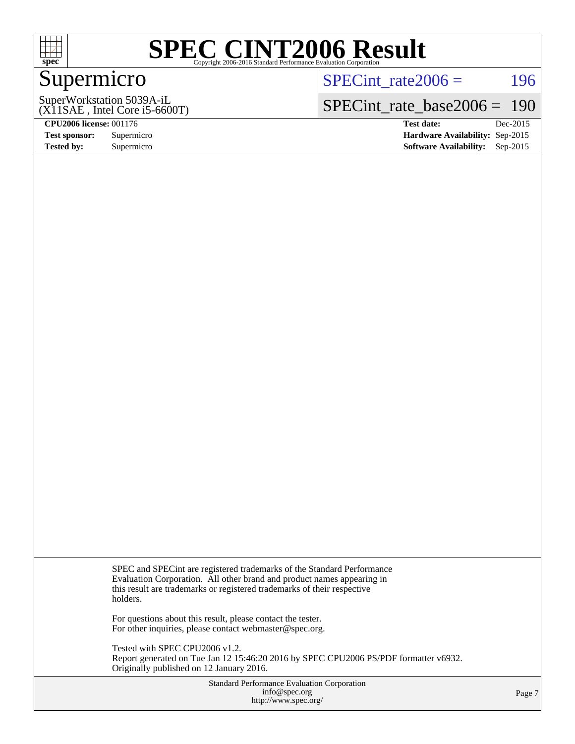SPEC and SPECint are registered trademarks of the Standard Performance Evaluation Corporation. All other brand and product names appearing in this result are trademarks or registered trademarks of their respective holders.

For questions about this result, please contact the tester.
For other inquiries, please contact webmaster@spec.org.

Tested with SPEC CPU2006 v1.2.
Report generated on Tue Jan 12 15:46:20 2016 by SPEC CPU2006 PS/PDF formatter v6932.
Originally published on 12 January 2016.